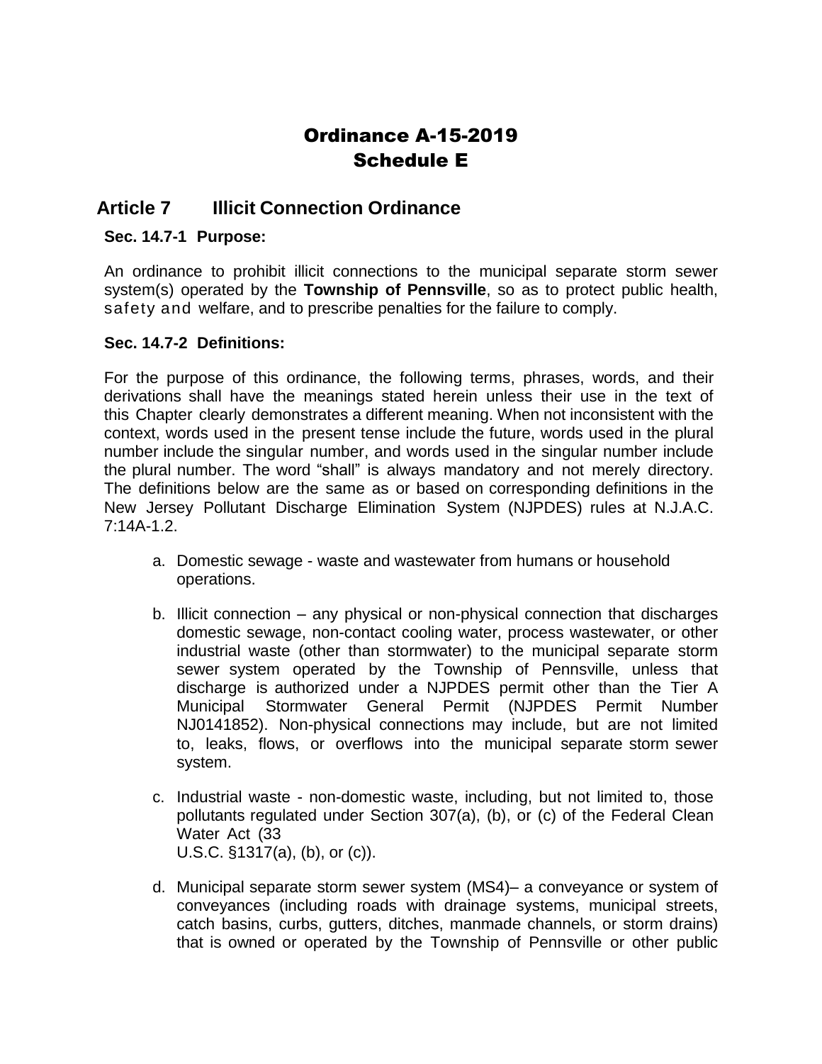# Ordinance A-15-2019
# Schedule E

## Article 7 Illicit Connection Ordinance

### Sec. 14.7-1 Purpose:

An ordinance to prohibit illicit connections to the municipal separate storm sewer system(s) operated by the **Township of Pennsville**, so as to protect public health, safety and welfare, and to prescribe penalties for the failure to comply.

### Sec. 14.7-2 Definitions:

For the purpose of this ordinance, the following terms, phrases, words, and their derivations shall have the meanings stated herein unless their use in the text of this Chapter clearly demonstrates a different meaning. When not inconsistent with the context, words used in the present tense include the future, words used in the plural number include the singular number, and words used in the singular number include the plural number. The word "shall" is always mandatory and not merely directory. The definitions below are the same as or based on corresponding definitions in the New Jersey Pollutant Discharge Elimination System (NJPDES) rules at N.J.A.C. 7:14A-1.2.

a. Domestic sewage - waste and wastewater from humans or household operations.

b. Illicit connection – any physical or non-physical connection that discharges domestic sewage, non-contact cooling water, process wastewater, or other industrial waste (other than stormwater) to the municipal separate storm sewer system operated by the Township of Pennsville, unless that discharge is authorized under a NJPDES permit other than the Tier A Municipal Stormwater General Permit (NJPDES Permit Number NJ0141852). Non-physical connections may include, but are not limited to, leaks, flows, or overflows into the municipal separate storm sewer system.

c. Industrial waste - non-domestic waste, including, but not limited to, those pollutants regulated under Section 307(a), (b), or (c) of the Federal Clean Water Act (33 U.S.C. §1317(a), (b), or (c)).

d. Municipal separate storm sewer system (MS4)– a conveyance or system of conveyances (including roads with drainage systems, municipal streets, catch basins, curbs, gutters, ditches, manmade channels, or storm drains) that is owned or operated by the Township of Pennsville or other public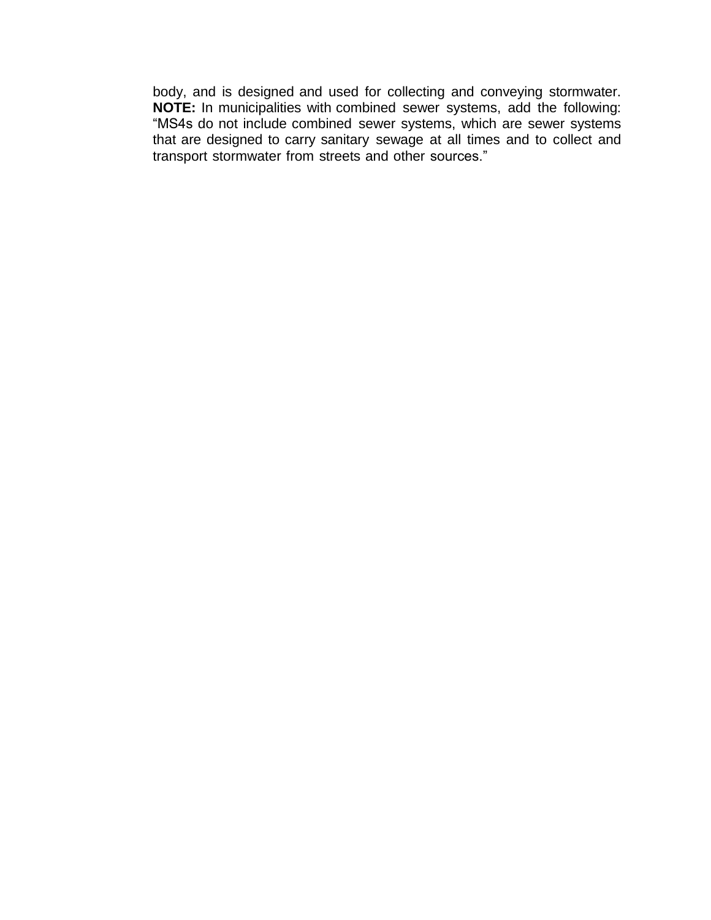body, and is designed and used for collecting and conveying stormwater. **NOTE:** In municipalities with combined sewer systems, add the following: "MS4s do not include combined sewer systems, which are sewer systems that are designed to carry sanitary sewage at all times and to collect and transport stormwater from streets and other sources."